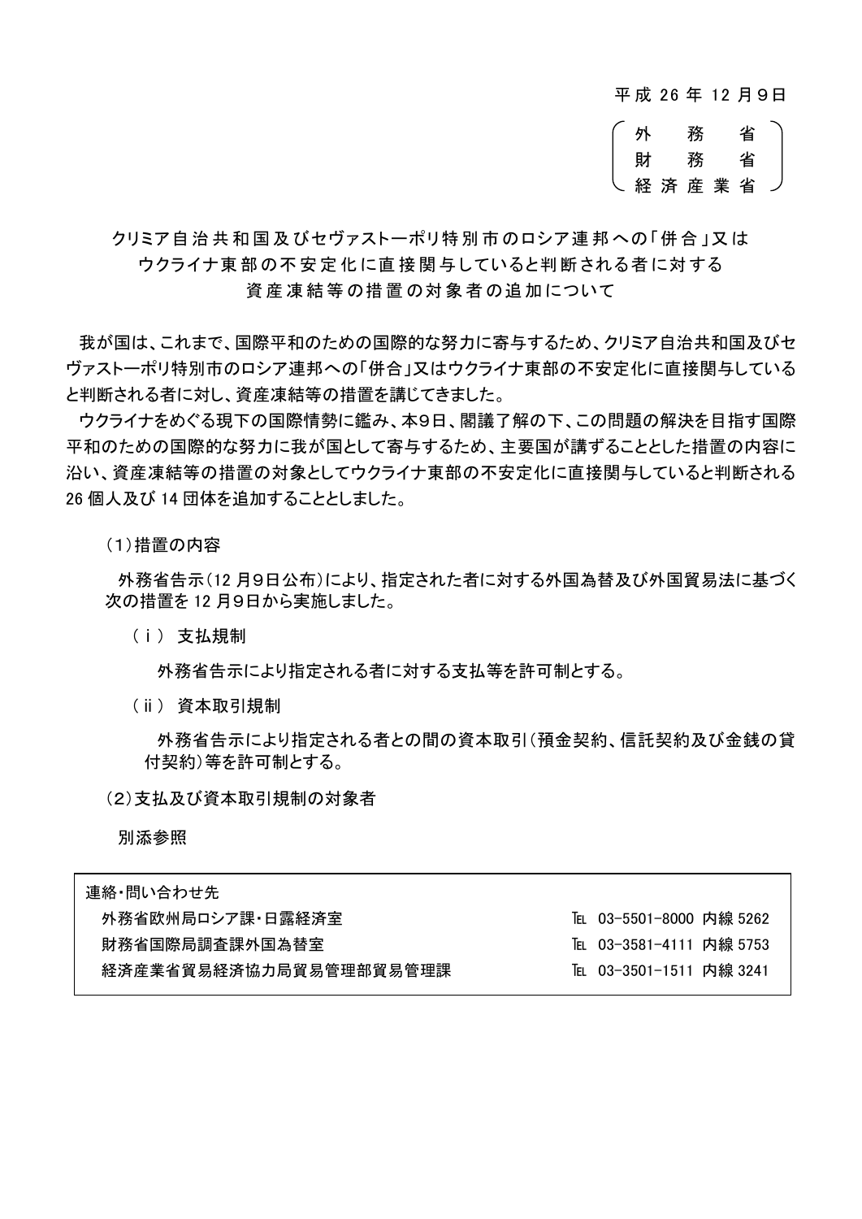平成 26 年 12 月９日

外務省
財務省
経済産業省

# クリミア自治共和国及びセヴァストーポリ特別市のロシア連邦への「併合」又はウクライナ東部の不安定化に直接関与していると判断される者に対する資産凍結等の措置の対象者の追加について

我が国は、これまで、国際平和のための国際的な努力に寄与するため、クリミア自治共和国及びセヴァストーポリ特別市のロシア連邦への「併合」又はウクライナ東部の不安定化に直接関与していると判断される者に対し、資産凍結等の措置を講じてきました。

ウクライナをめぐる現下の国際情勢に鑑み、本9日、閣議了解の下、この問題の解決を目指す国際平和のための国際的な努力に我が国として寄与するため、主要国が講ずることとした措置の内容に沿い、資産凍結等の措置の対象としてウクライナ東部の不安定化に直接関与していると判断される 26 個人及び 14 団体を追加することとしました。

（1）措置の内容

外務省告示（12 月９日公布）により、指定された者に対する外国為替及び外国貿易法に基づく次の措置を 12 月９日から実施しました。

（ｉ） 支払規制

外務省告示により指定される者に対する支払等を許可制とする。

（ⅱ） 資本取引規制

外務省告示により指定される者との間の資本取引（預金契約、信託契約及び金銭の貸付契約）等を許可制とする。

（2）支払及び資本取引規制の対象者

別添参照

連絡・問い合わせ先

| 部署 | 電話 |
|---|---|
| 外務省欧州局ロシア課・日露経済室 | TEL 03-5501-8000 内線 5262 |
| 財務省国際局調査課外国為替室 | TEL 03-3581-4111 内線 5753 |
| 経済産業省貿易経済協力局貿易管理部貿易管理課 | TEL 03-3501-1511 内線 3241 |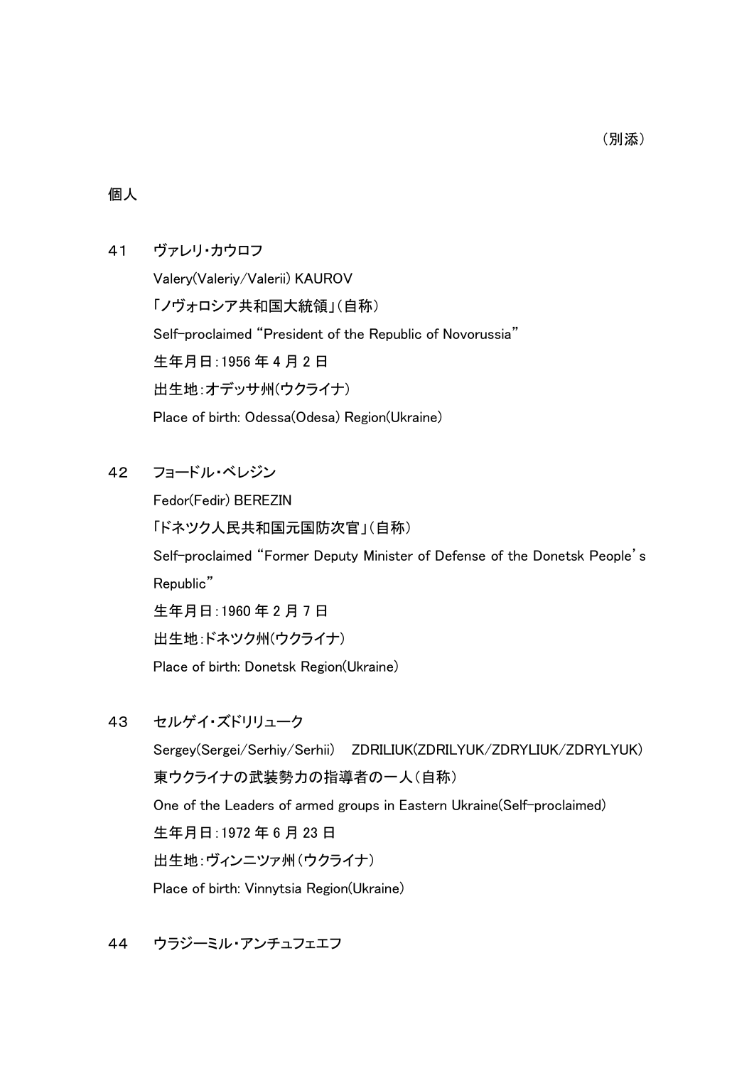（別添）

個人

41　ヴァレリ・カウロフ

Valery(Valeriy/Valerii) KAUROV

「ノヴォロシア共和国大統領」（自称）

Self-proclaimed "President of the Republic of Novorussia"

生年月日：1956 年 4 月 2 日

出生地：オデッサ州（ウクライナ）

Place of birth: Odessa(Odesa) Region(Ukraine)

42　フョードル・ベレジン

Fedor(Fedir) BEREZIN

「ドネツク人民共和国元国防次官」（自称）

Self-proclaimed "Former Deputy Minister of Defense of the Donetsk People's Republic"

生年月日：1960 年 2 月 7 日

出生地：ドネツク州（ウクライナ）

Place of birth: Donetsk Region(Ukraine)

43　セルゲイ・ズドリリューク

Sergey(Sergei/Serhiy/Serhii)　ZDRILIUK(ZDRILYUK/ZDRYLIUK/ZDRYLYUK)

東ウクライナの武装勢力の指導者の一人（自称）

One of the Leaders of armed groups in Eastern Ukraine(Self-proclaimed)

生年月日：1972 年 6 月 23 日

出生地：ヴィンニツァ州（ウクライナ）

Place of birth: Vinnytsia Region(Ukraine)

44　ウラジーミル・アンチュフェエフ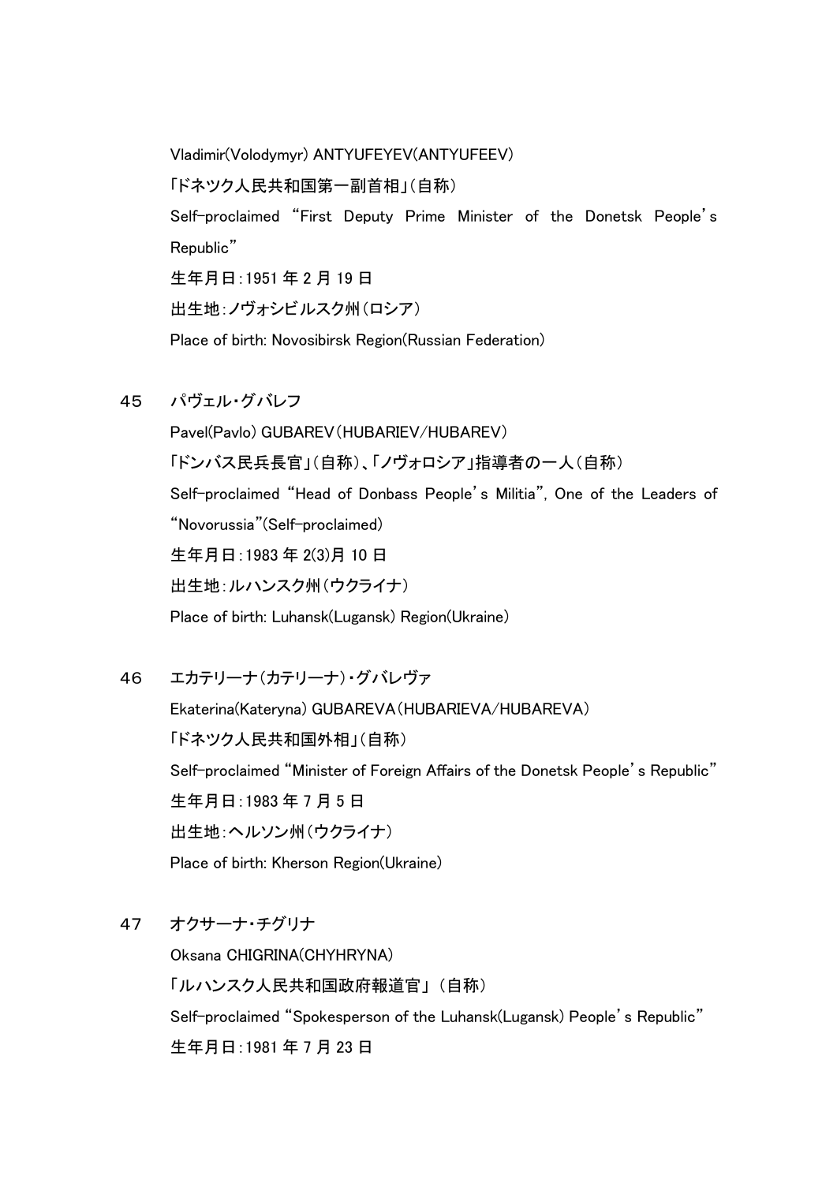Vladimir(Volodymyr) ANTYUFEYEV(ANTYUFEEV)

「ドネツク人民共和国第一副首相」(自称)

Self-proclaimed "First Deputy Prime Minister of the Donetsk People's Republic"

生年月日:1951 年 2 月 19 日

出生地:ノヴォシビルスク州(ロシア)

Place of birth: Novosibirsk Region(Russian Federation)

45 パヴェル・グバレフ

Pavel(Pavlo) GUBAREV(HUBARIEV/HUBAREV)

「ドンバス民兵長官」(自称)、「ノヴォロシア」指導者の一人(自称)

Self-proclaimed "Head of Donbass People's Militia", One of the Leaders of "Novorussia"(Self-proclaimed)

生年月日:1983 年 2(3)月 10 日

出生地:ルハンスク州(ウクライナ)

Place of birth: Luhansk(Lugansk) Region(Ukraine)

46 エカテリーナ(カテリーナ)・グバレヴァ

Ekaterina(Kateryna) GUBAREVA(HUBARIEVA/HUBAREVA)

「ドネツク人民共和国外相」(自称)

Self-proclaimed "Minister of Foreign Affairs of the Donetsk People's Republic"

生年月日:1983 年 7 月 5 日

出生地:ヘルソン州(ウクライナ)

Place of birth: Kherson Region(Ukraine)

47 オクサーナ・チグリナ

Oksana CHIGRINA(CHYHRYNA)

「ルハンスク人民共和国政府報道官」(自称)

Self-proclaimed "Spokesperson of the Luhansk(Lugansk) People's Republic"

生年月日:1981 年 7 月 23 日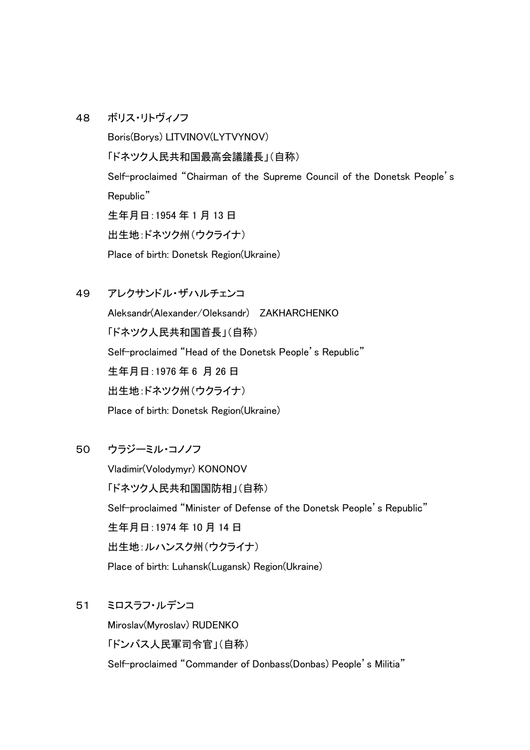48　ボリス・リトヴィノフ

Boris(Borys) LITVINOV(LYTVYNOV)

「ドネツク人民共和国最高会議議長」（自称）

Self-proclaimed “Chairman of the Supreme Council of the Donetsk People’s Republic”

生年月日：1954 年 1 月 13 日

出生地：ドネツク州（ウクライナ）

Place of birth: Donetsk Region(Ukraine)

49　アレクサンドル・ザハルチェンコ

Aleksandr(Alexander/Oleksandr)　ZAKHARCHENKO

「ドネツク人民共和国首長」（自称）

Self-proclaimed “Head of the Donetsk People’s Republic”

生年月日：1976 年 6 月 26 日

出生地：ドネツク州（ウクライナ）

Place of birth: Donetsk Region(Ukraine)

50　ウラジーミル・コノノフ

Vladimir(Volodymyr) KONONOV

「ドネツク人民共和国国防相」（自称）

Self-proclaimed “Minister of Defense of the Donetsk People’s Republic”

生年月日：1974 年 10 月 14 日

出生地：ルハンスク州（ウクライナ）

Place of birth: Luhansk(Lugansk) Region(Ukraine)

51　ミロスラフ・ルデンコ

Miroslav(Myroslav) RUDENKO

「ドンバス人民軍司令官」（自称）

Self-proclaimed “Commander of Donbass(Donbas) People’s Militia”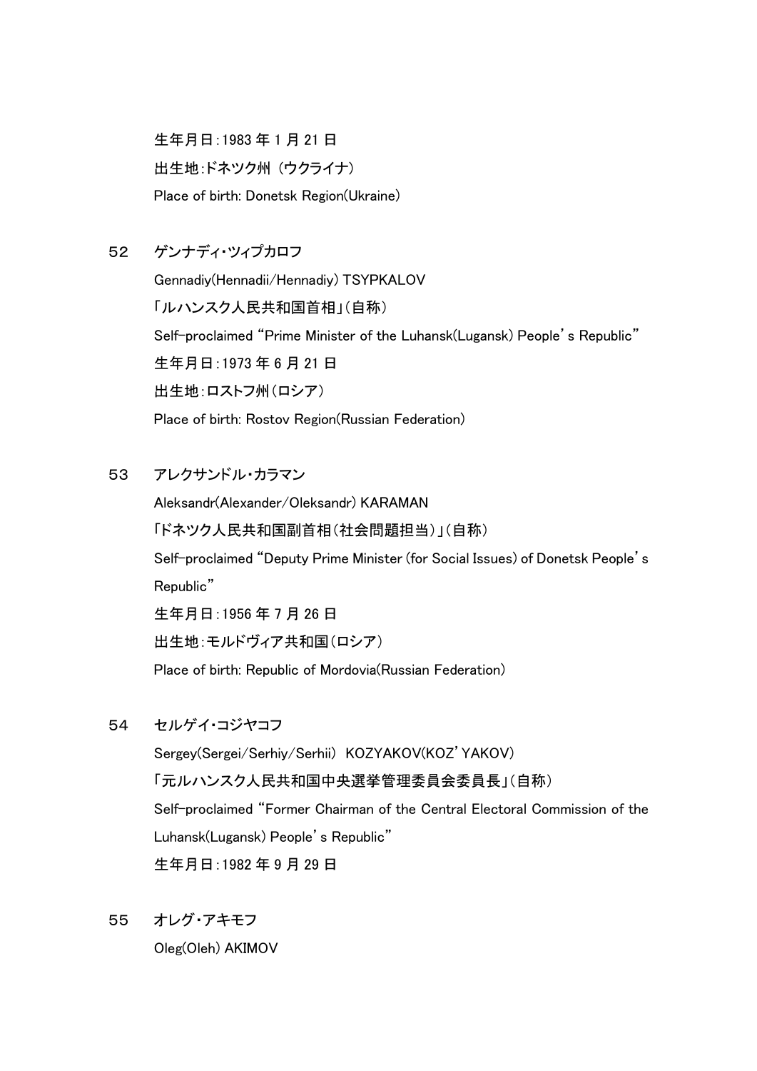生年月日：1983 年 1 月 21 日

出生地：ドネツク州 （ウクライナ）

Place of birth: Donetsk Region(Ukraine)

52　ゲンナディ・ツィプカロフ

Gennadiy(Hennadii/Hennadiy) TSYPKALOV

「ルハンスク人民共和国首相」（自称）

Self-proclaimed "Prime Minister of the Luhansk(Lugansk) People's Republic"

生年月日：1973 年 6 月 21 日

出生地：ロストフ州（ロシア）

Place of birth: Rostov Region(Russian Federation)

53　アレクサンドル・カラマン

Aleksandr(Alexander/Oleksandr) KARAMAN

「ドネツク人民共和国副首相（社会問題担当）」（自称）

Self-proclaimed "Deputy Prime Minister (for Social Issues) of Donetsk People's Republic"

生年月日：1956 年 7 月 26 日

出生地：モルドヴィア共和国（ロシア）

Place of birth: Republic of Mordovia(Russian Federation)

54　セルゲイ・コジヤコフ

Sergey(Sergei/Serhiy/Serhii) KOZYAKOV(KOZ'YAKOV)

「元ルハンスク人民共和国中央選挙管理委員会委員長」（自称）

Self-proclaimed "Former Chairman of the Central Electoral Commission of the Luhansk(Lugansk) People's Republic"

生年月日：1982 年 9 月 29 日

55　オレグ・アキモフ

Oleg(Oleh) AKIMOV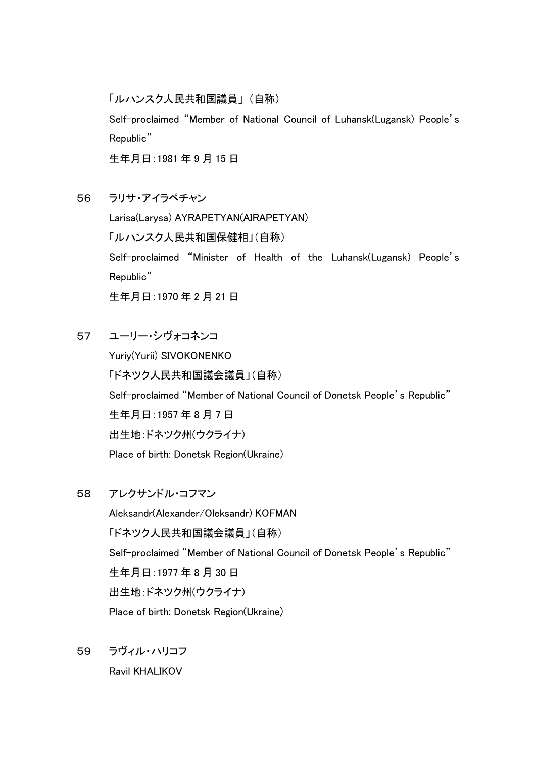「ルハンスク人民共和国議員」（自称）

Self-proclaimed “Member of National Council of Luhansk(Lugansk) People's Republic”

生年月日：1981 年 9 月 15 日

56　ラリサ・アイラペチャン

Larisa(Larysa) AYRAPETYAN(AIRAPETYAN)

「ルハンスク人民共和国保健相」(自称)

Self-proclaimed “Minister of Health of the Luhansk(Lugansk) People's Republic”

生年月日：1970 年 2 月 21 日

57　ユーリー・シヴォコネンコ

Yuriy(Yurii) SIVOKONENKO

「ドネツク人民共和国議会議員」(自称)

Self-proclaimed “Member of National Council of Donetsk People's Republic”

生年月日：1957 年 8 月 7 日

出生地：ドネツク州(ウクライナ)

Place of birth: Donetsk Region(Ukraine)

58　アレクサンドル・コフマン

Aleksandr(Alexander/Oleksandr) KOFMAN

「ドネツク人民共和国議会議員」(自称)

Self-proclaimed “Member of National Council of Donetsk People's Republic”

生年月日：1977 年 8 月 30 日

出生地：ドネツク州(ウクライナ)

Place of birth: Donetsk Region(Ukraine)

59　ラヴィル・ハリコフ

Ravil KHALIKOV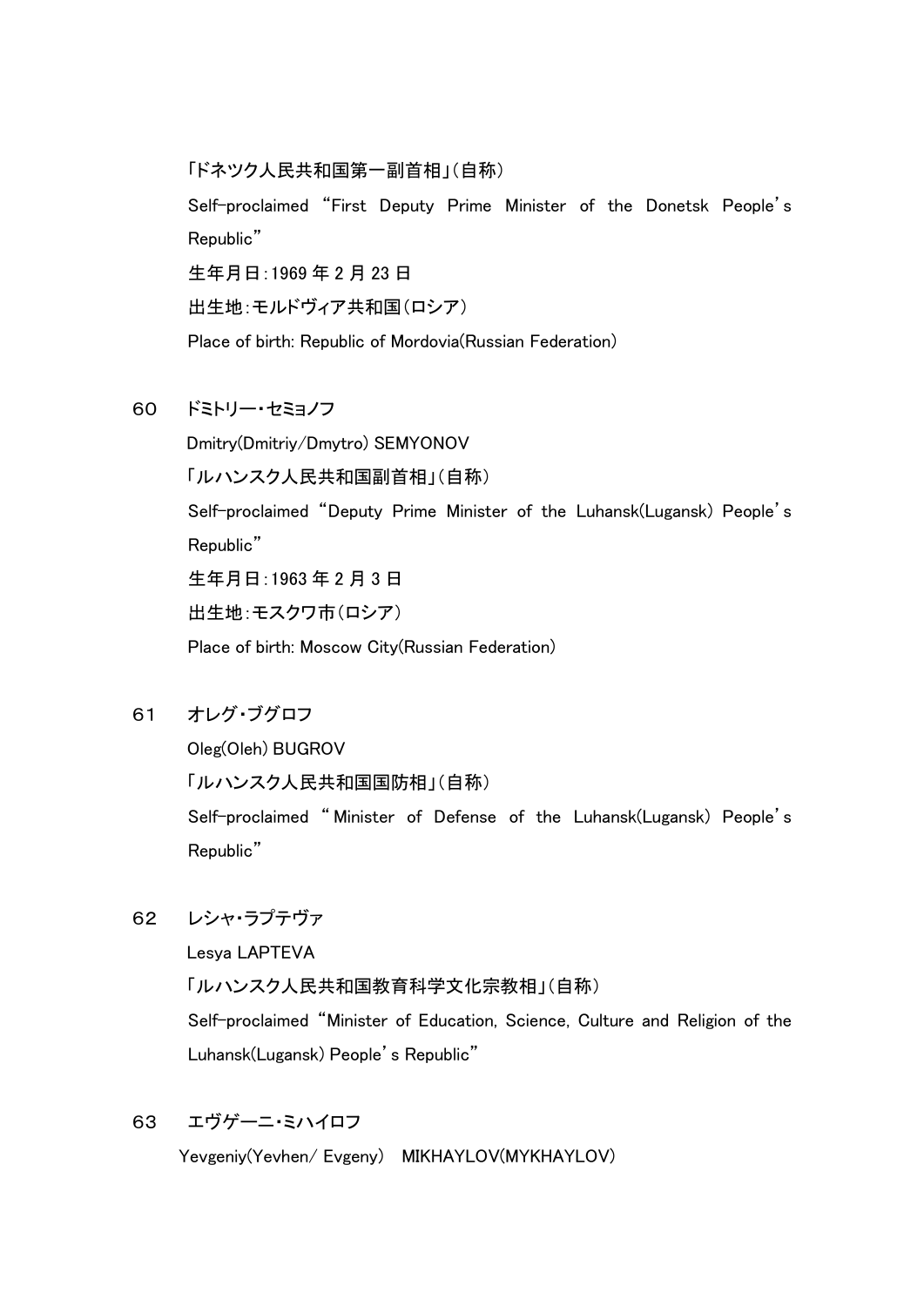「ドネツク人民共和国第一副首相」(自称)

Self-proclaimed “First Deputy Prime Minister of the Donetsk People's Republic”

生年月日:1969 年 2 月 23 日

出生地:モルドヴィア共和国(ロシア)

Place of birth: Republic of Mordovia(Russian Federation)

60　ドミトリー・セミョノフ

Dmitry(Dmitriy/Dmytro) SEMYONOV

「ルハンスク人民共和国副首相」(自称)

Self-proclaimed “Deputy Prime Minister of the Luhansk(Lugansk) People's Republic”

生年月日:1963 年 2 月 3 日

出生地:モスクワ市(ロシア)

Place of birth: Moscow City(Russian Federation)

61　オレグ・ブグロフ

Oleg(Oleh) BUGROV

「ルハンスク人民共和国国防相」(自称)

Self-proclaimed “Minister of Defense of the Luhansk(Lugansk) People's Republic”

62　レシャ・ラプテヴァ

Lesya LAPTEVA

「ルハンスク人民共和国教育科学文化宗教相」(自称)

Self-proclaimed “Minister of Education, Science, Culture and Religion of the Luhansk(Lugansk) People's Republic”

63　エヴゲーニ・ミハイロフ

Yevgeniy(Yevhen/ Evgeny)　MIKHAYLOV(MYKHAYLOV)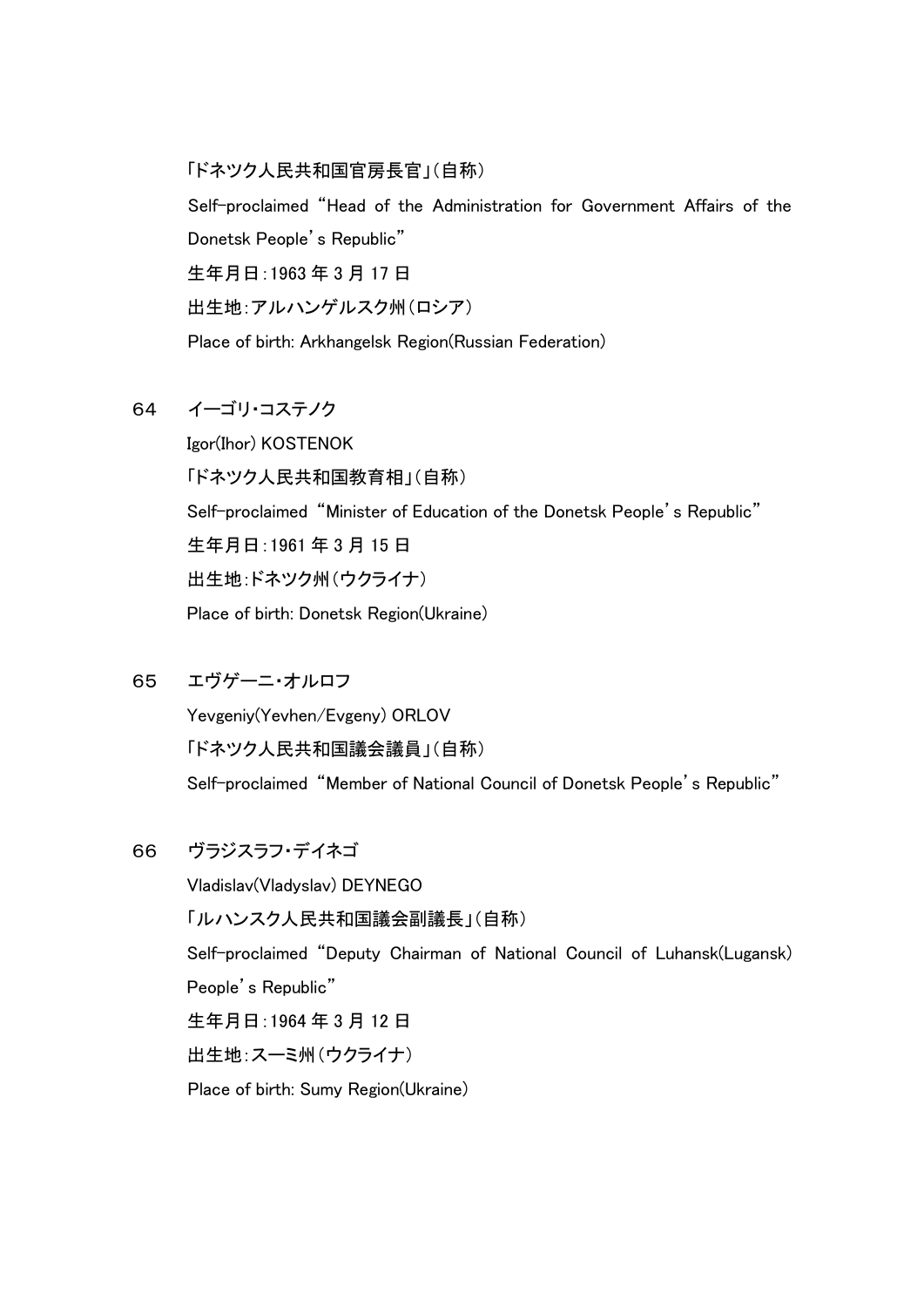「ドネツク人民共和国官房長官」(自称)

Self-proclaimed "Head of the Administration for Government Affairs of the Donetsk People's Republic"

生年月日:1963 年 3 月 17 日

出生地:アルハンゲルスク州(ロシア)

Place of birth: Arkhangelsk Region(Russian Federation)

64 イーゴリ・コステノク

Igor(Ihor) KOSTENOK

「ドネツク人民共和国教育相」(自称)

Self-proclaimed "Minister of Education of the Donetsk People's Republic"

生年月日:1961 年 3 月 15 日

出生地:ドネツク州(ウクライナ)

Place of birth: Donetsk Region(Ukraine)

65 エヴゲーニ・オルロフ

Yevgeniy(Yevhen/Evgeny) ORLOV

「ドネツク人民共和国議会議員」(自称)

Self-proclaimed "Member of National Council of Donetsk People's Republic"

66 ヴラジスラフ・デイネゴ

Vladislav(Vladyslav) DEYNEGO

「ルハンスク人民共和国議会副議長」(自称)

Self-proclaimed "Deputy Chairman of National Council of Luhansk(Lugansk) People's Republic"

生年月日:1964 年 3 月 12 日

出生地:スーミ州(ウクライナ)

Place of birth: Sumy Region(Ukraine)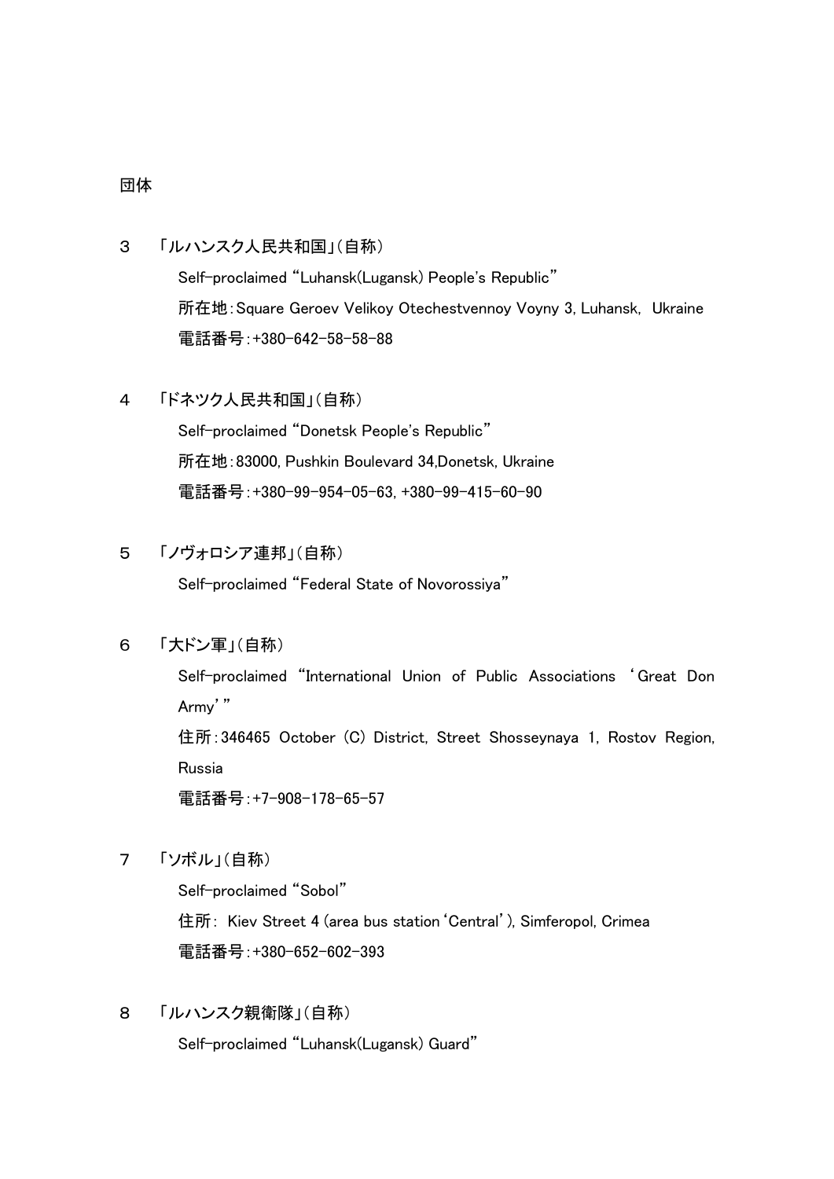団体

3　「ルハンスク人民共和国」（自称）

Self-proclaimed “Luhansk(Lugansk) People's Republic”
所在地：Square Geroev Velikoy Otechestvennoy Voyny 3, Luhansk, Ukraine
電話番号：+380-642-58-58-88

4　「ドネツク人民共和国」（自称）

Self-proclaimed “Donetsk People's Republic”
所在地：83000, Pushkin Boulevard 34,Donetsk, Ukraine
電話番号：+380-99-954-05-63, +380-99-415-60-90

5　「ノヴォロシア連邦」（自称）

Self-proclaimed “Federal State of Novorossiya”

6　「大ドン軍」（自称）

Self-proclaimed “International Union of Public Associations ‘Great Don Army’”
住所：346465 October (C) District, Street Shosseynaya 1, Rostov Region, Russia
電話番号：+7-908-178-65-57

7　「ソボル」（自称）

Self-proclaimed “Sobol”
住所： Kiev Street 4 (area bus station ‘Central’), Simferopol, Crimea
電話番号：+380-652-602-393

8　「ルハンスク親衛隊」（自称）

Self-proclaimed “Luhansk(Lugansk) Guard”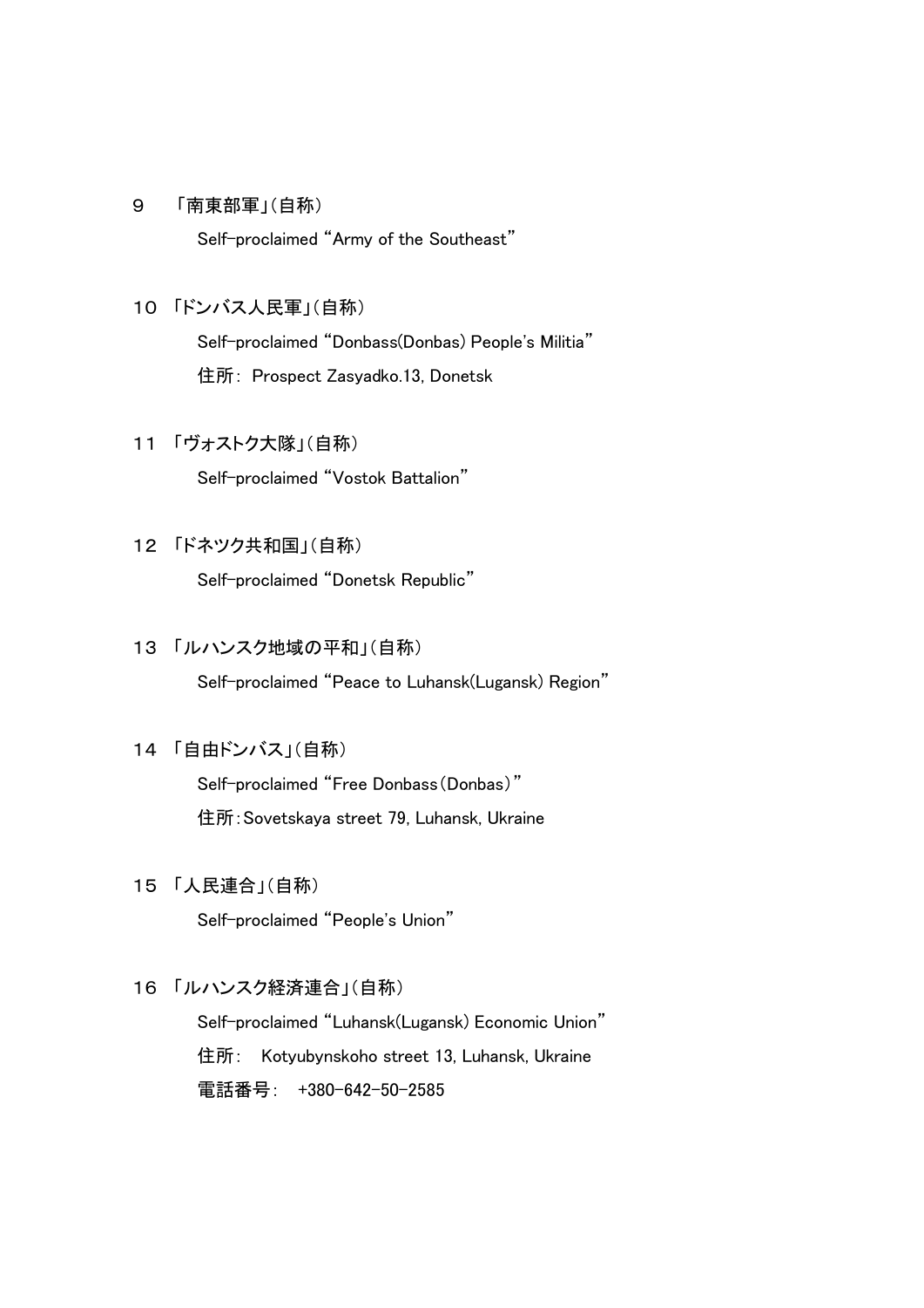９　「南東部軍」（自称）

Self-proclaimed "Army of the Southeast"

１０ 「ドンバス人民軍」（自称）

Self-proclaimed "Donbass(Donbas) People's Militia"

住所： Prospect Zasyadko.13, Donetsk

１１ 「ヴォストク大隊」（自称）

Self-proclaimed "Vostok Battalion"

１２ 「ドネツク共和国」（自称）

Self-proclaimed "Donetsk Republic"

１３ 「ルハンスク地域の平和」（自称）

Self-proclaimed "Peace to Luhansk(Lugansk) Region"

１４ 「自由ドンバス」（自称）

Self-proclaimed "Free Donbass（Donbas）"

住所：Sovetskaya street 79, Luhansk, Ukraine

１５ 「人民連合」（自称）

Self-proclaimed "People's Union"

１６ 「ルハンスク経済連合」（自称）

Self-proclaimed "Luhansk(Lugansk) Economic Union"

住所： Kotyubynskoho street 13, Luhansk, Ukraine

電話番号： +380-642-50-2585